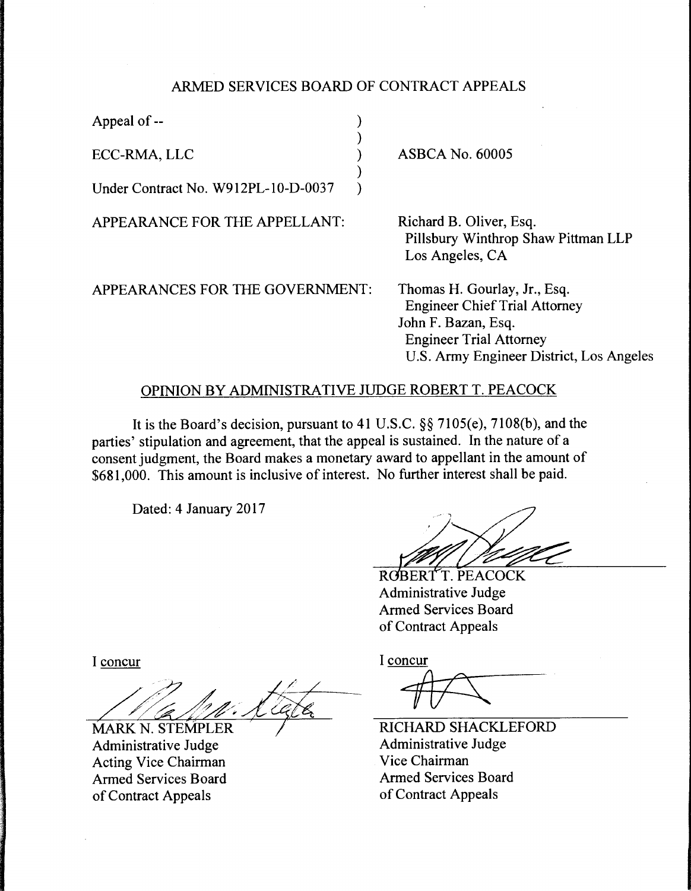## ARMED SERVICES BOARD OF CONTRACT APPEALS

| | |
|---|---|
| Appeal of -- | |
| ECC-RMA, LLC | ASBCA No. 60005 |
| Under Contract No. W912PL-10-D-0037 | |

APPEARANCE FOR THE APPELLANT:

Richard B. Oliver, Esq.
Pillsbury Winthrop Shaw Pittman LLP
Los Angeles, CA

APPEARANCES FOR THE GOVERNMENT:

Thomas H. Gourlay, Jr., Esq.
Engineer Chief Trial Attorney
John F. Bazan, Esq.
Engineer Trial Attorney
U.S. Army Engineer District, Los Angeles

### OPINION BY ADMINISTRATIVE JUDGE ROBERT T. PEACOCK

It is the Board's decision, pursuant to 41 U.S.C. §§ 7105(e), 7108(b), and the parties' stipulation and agreement, that the appeal is sustained. In the nature of a consent judgment, the Board makes a monetary award to appellant in the amount of $681,000. This amount is inclusive of interest. No further interest shall be paid.

Dated: 4 January 2017

ROBERT T. PEACOCK
Administrative Judge
Armed Services Board
of Contract Appeals

I concur

MARK N. STEMPLER
Administrative Judge
Acting Vice Chairman
Armed Services Board
of Contract Appeals

I concur

RICHARD SHACKLEFORD
Administrative Judge
Vice Chairman
Armed Services Board
of Contract Appeals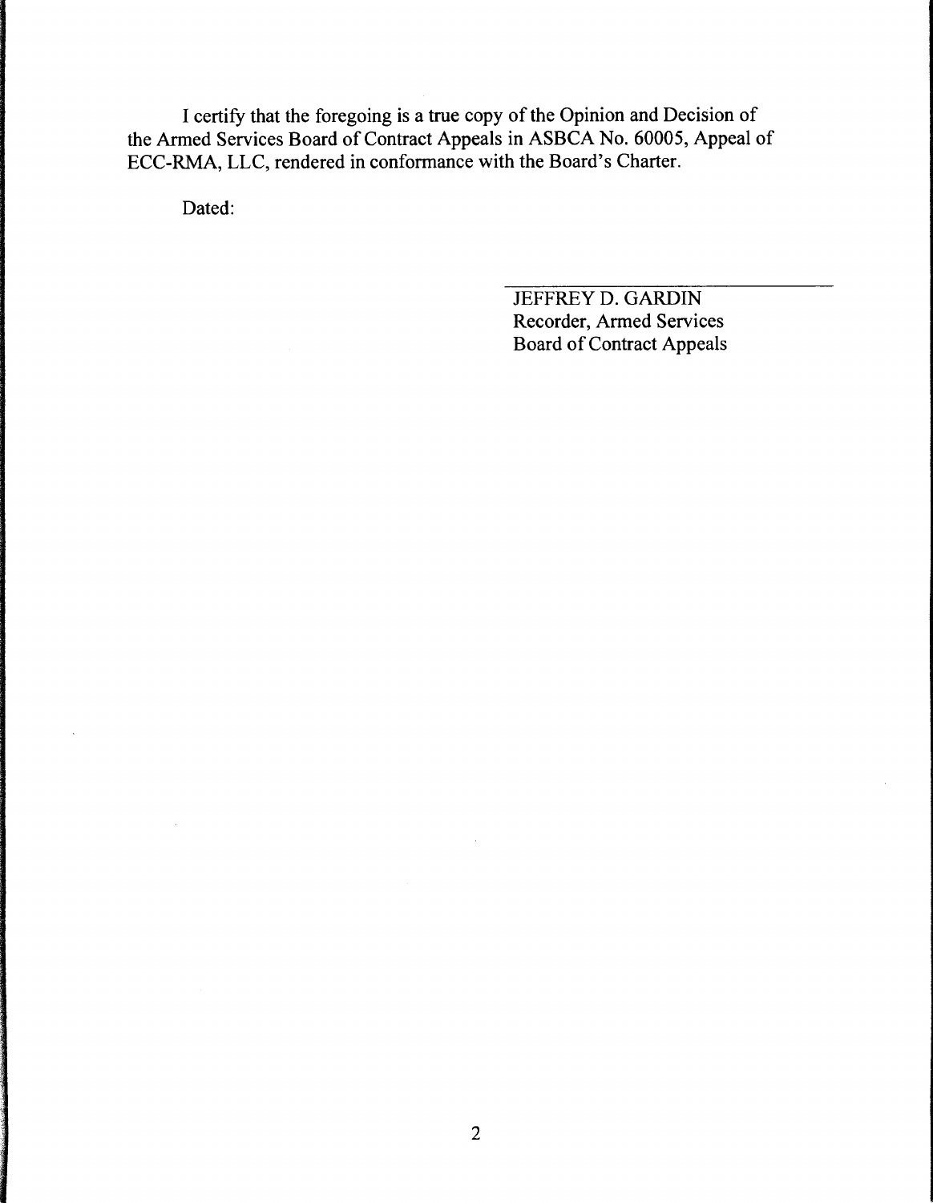I certify that the foregoing is a true copy of the Opinion and Decision of the Armed Services Board of Contract Appeals in ASBCA No. 60005, Appeal of ECC-RMA, LLC, rendered in conformance with the Board's Charter.

Dated:

JEFFREY D. GARDIN
Recorder, Armed Services
Board of Contract Appeals